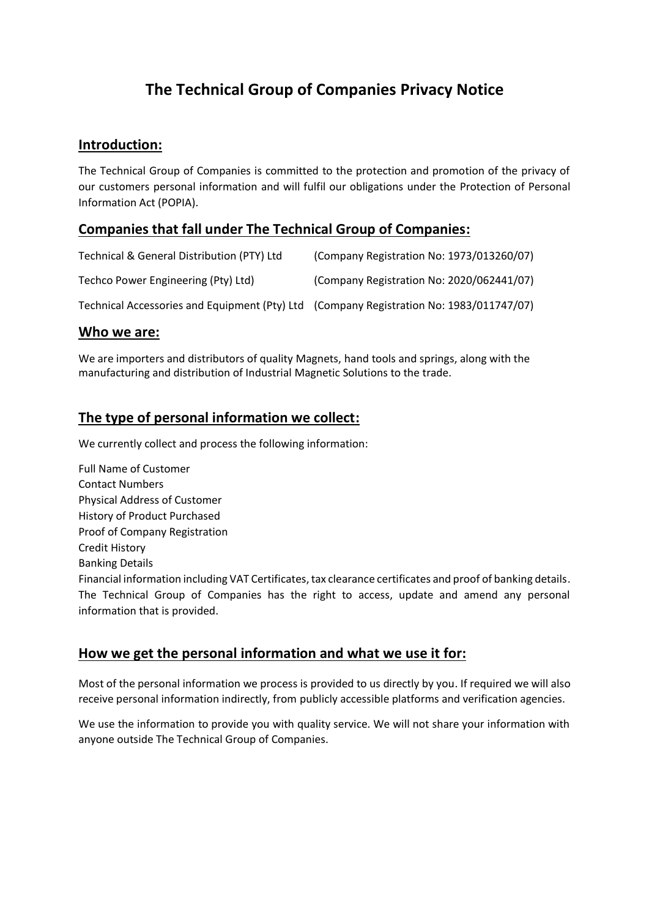# The Technical Group of Companies Privacy Notice

## Introduction:

The Technical Group of Companies is committed to the protection and promotion of the privacy of our customers personal information and will fulfil our obligations under the Protection of Personal Information Act (POPIA).

## Companies that fall under The Technical Group of Companies:

| | |
|---|---|
| Technical & General Distribution (PTY) Ltd | (Company Registration No: 1973/013260/07) |
| Techco Power Engineering (Pty) Ltd) | (Company Registration No: 2020/062441/07) |
| Technical Accessories and Equipment (Pty) Ltd | (Company Registration No: 1983/011747/07) |

## Who we are:

We are importers and distributors of quality Magnets, hand tools and springs, along with the manufacturing and distribution of Industrial Magnetic Solutions to the trade.

## The type of personal information we collect:

We currently collect and process the following information:

Full Name of Customer
Contact Numbers
Physical Address of Customer
History of Product Purchased
Proof of Company Registration
Credit History
Banking Details
Financial information including VAT Certificates, tax clearance certificates and proof of banking details.
The Technical Group of Companies has the right to access, update and amend any personal information that is provided.

## How we get the personal information and what we use it for:

Most of the personal information we process is provided to us directly by you. If required we will also receive personal information indirectly, from publicly accessible platforms and verification agencies.

We use the information to provide you with quality service. We will not share your information with anyone outside The Technical Group of Companies.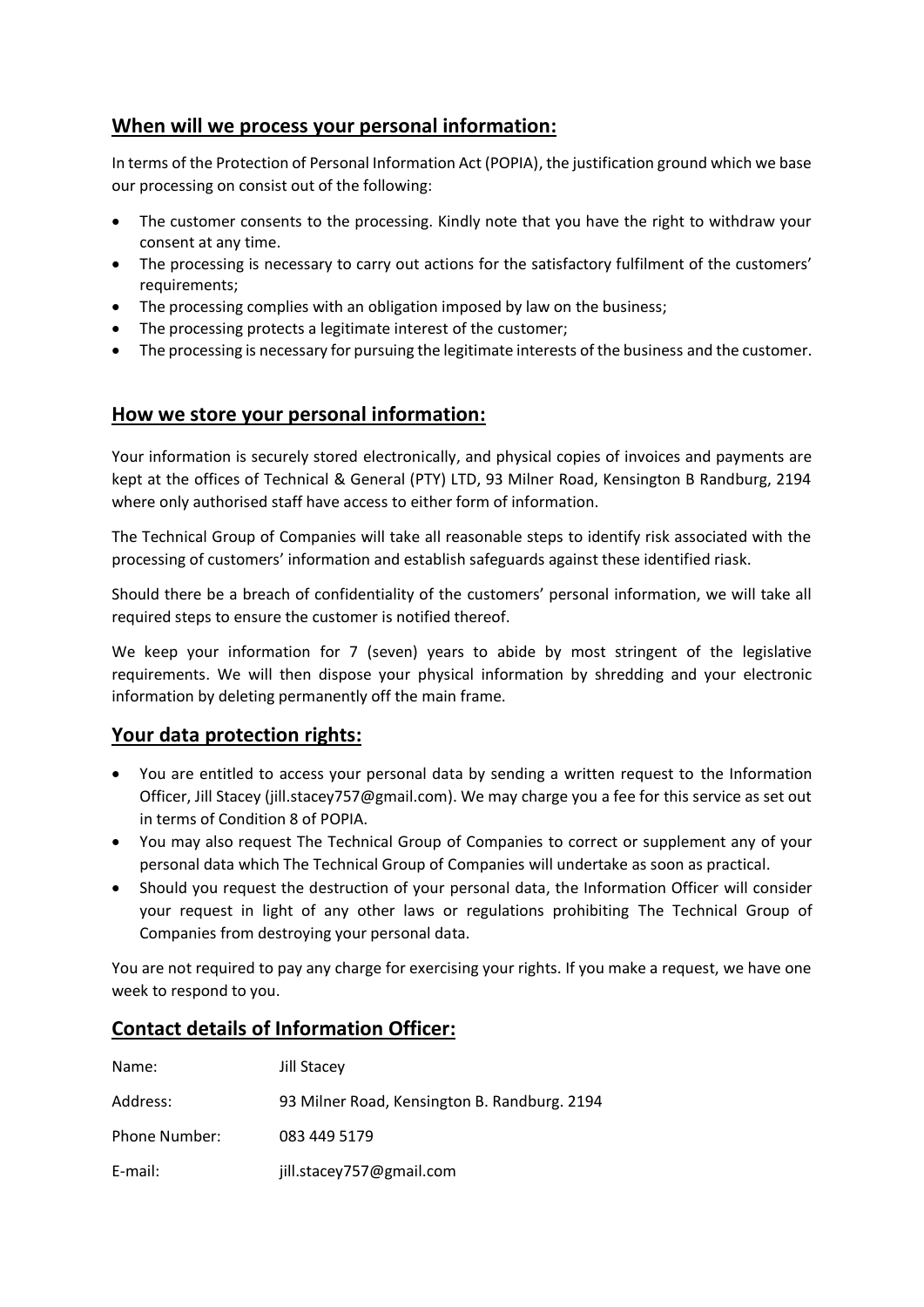## When will we process your personal information:

In terms of the Protection of Personal Information Act (POPIA), the justification ground which we base our processing on consist out of the following:

- The customer consents to the processing. Kindly note that you have the right to withdraw your consent at any time.
- The processing is necessary to carry out actions for the satisfactory fulfilment of the customers' requirements;
- The processing complies with an obligation imposed by law on the business;
- The processing protects a legitimate interest of the customer;
- The processing is necessary for pursuing the legitimate interests of the business and the customer.

## How we store your personal information:

Your information is securely stored electronically, and physical copies of invoices and payments are kept at the offices of Technical & General (PTY) LTD, 93 Milner Road, Kensington B Randburg, 2194 where only authorised staff have access to either form of information.

The Technical Group of Companies will take all reasonable steps to identify risk associated with the processing of customers' information and establish safeguards against these identified riask.

Should there be a breach of confidentiality of the customers' personal information, we will take all required steps to ensure the customer is notified thereof.

We keep your information for 7 (seven) years to abide by most stringent of the legislative requirements. We will then dispose your physical information by shredding and your electronic information by deleting permanently off the main frame.

## Your data protection rights:

- You are entitled to access your personal data by sending a written request to the Information Officer, Jill Stacey (jill.stacey757@gmail.com). We may charge you a fee for this service as set out in terms of Condition 8 of POPIA.
- You may also request The Technical Group of Companies to correct or supplement any of your personal data which The Technical Group of Companies will undertake as soon as practical.
- Should you request the destruction of your personal data, the Information Officer will consider your request in light of any other laws or regulations prohibiting The Technical Group of Companies from destroying your personal data.

You are not required to pay any charge for exercising your rights. If you make a request, we have one week to respond to you.

## Contact details of Information Officer:

| | |
|---|---|
| Name: | Jill Stacey |
| Address: | 93 Milner Road, Kensington B. Randburg. 2194 |
| Phone Number: | 083 449 5179 |
| E-mail: | jill.stacey757@gmail.com |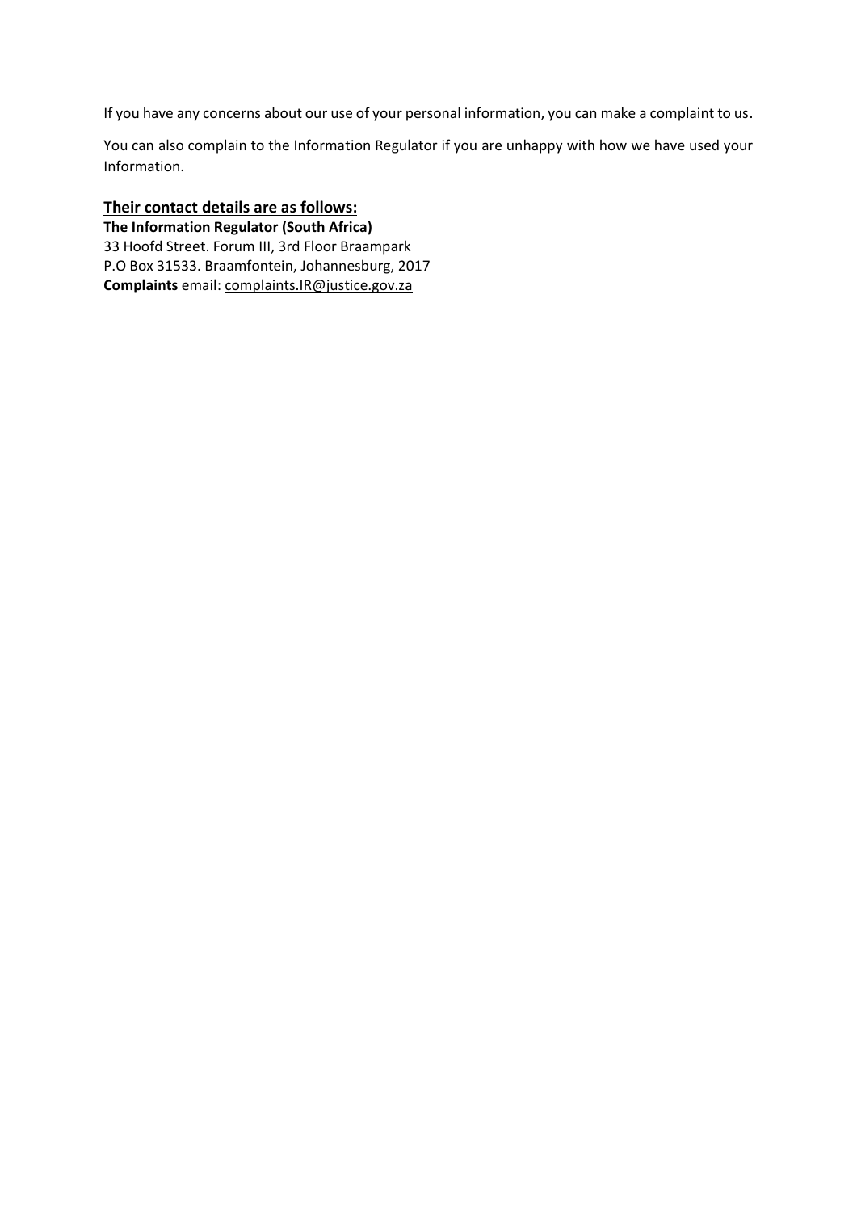If you have any concerns about our use of your personal information, you can make a complaint to us.

You can also complain to the Information Regulator if you are unhappy with how we have used your Information.

## Their contact details are as follows:

**The Information Regulator (South Africa)**
33 Hoofd Street. Forum III, 3rd Floor Braampark
P.O Box 31533. Braamfontein, Johannesburg, 2017
**Complaints** email: complaints.IR@justice.gov.za